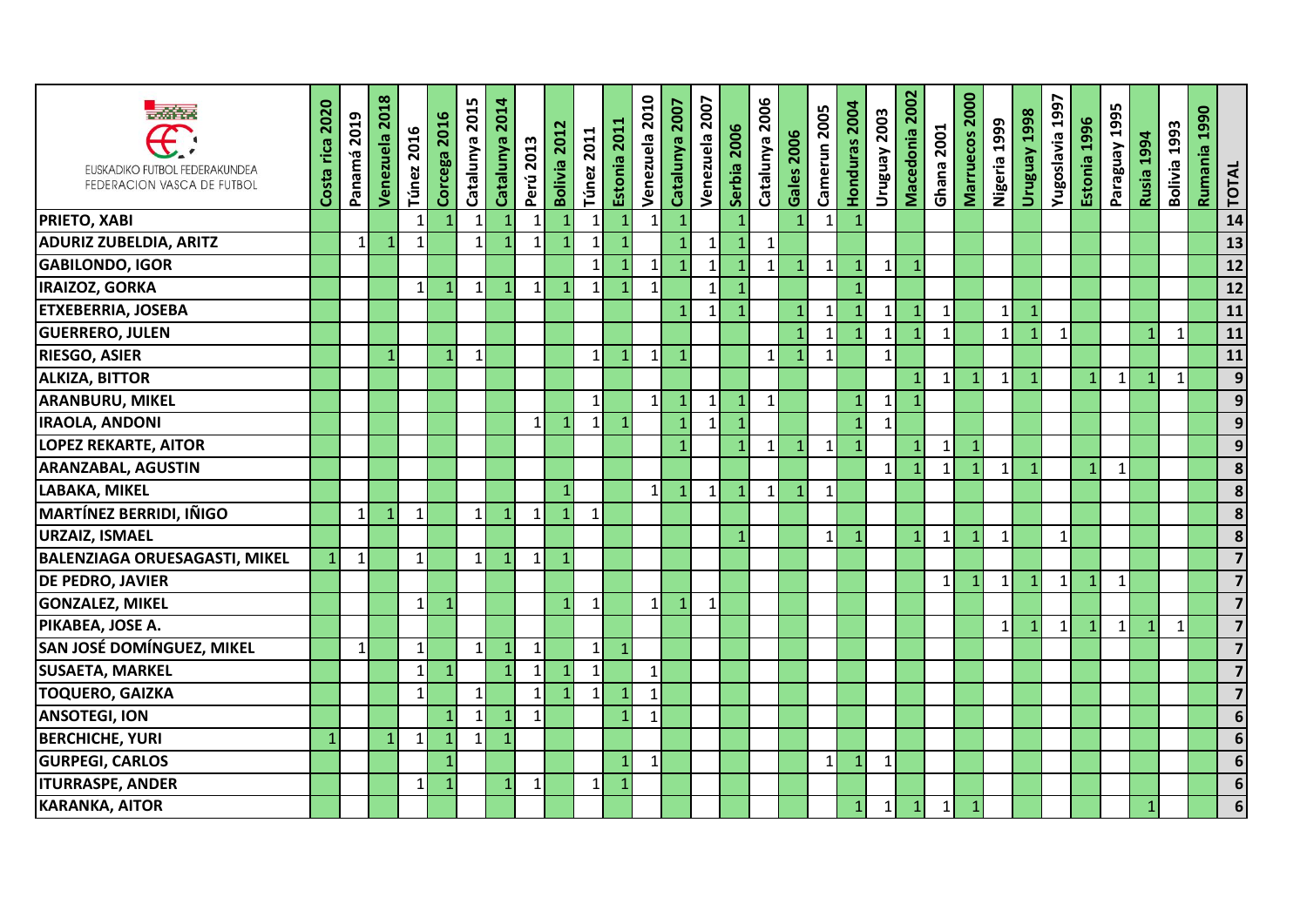| EUSKADIKO FUTBOL FEDERAKUNDEA FEDERACION VASCA DE FUTBOL | Costa rica 2020 | Panamá 2019 | Venezuela 2018 | Túnez 2016 | Corcega 2016 | Catalunya 2015 | Catalunya 2014 | Perú 2013 | Bolivia 2012 | Túnez 2011 | Estonia 2011 | Venezuela 2010 | Catalunya 2007 | Venezuela 2007 | Serbia 2006 | Catalunya 2006 | Gales 2006 | Camerun 2005 | Honduras 2004 | Uruguay 2003 | Macedonia 2002 | Ghana 2001 | Marruecos 2000 | Nigeria 1999 | Uruguay 1998 | Yugoslavia 1997 | Estonia 1996 | Paraguay 1995 | Rusia 1994 | Bolivia 1993 | Rumania 1990 | TOTAL |
|---|---|---|---|---|---|---|---|---|---|---|---|---|---|---|---|---|---|---|---|---|---|---|---|---|---|---|---|---|---|---|---|---|
| **PRIETO, XABI** | | | | 1 | 1 | 1 | 1 | 1 | 1 | 1 | 1 | 1 | 1 | | 1 | | 1 | 1 | 1 | | | | | | | | | | | | | **14** |
| **ADURIZ ZUBELDIA, ARITZ** | | 1 | 1 | 1 | | 1 | 1 | 1 | 1 | 1 | 1 | | 1 | 1 | 1 | 1 | | | | | | | | | | | | | | | | **13** |
| **GABILONDO, IGOR** | | | | | | | | | | 1 | 1 | 1 | 1 | 1 | 1 | 1 | 1 | 1 | 1 | 1 | 1 | | | | | | | | | | | **12** |
| **IRAIZOZ, GORKA** | | | | 1 | 1 | 1 | 1 | 1 | 1 | 1 | 1 | 1 | | 1 | 1 | | | | 1 | | | | | | | | | | | | | **12** |
| **ETXEBERRIA, JOSEBA** | | | | | | | | | | | | | 1 | 1 | 1 | | 1 | 1 | 1 | 1 | 1 | 1 | | 1 | 1 | | | | | | | **11** |
| **GUERRERO, JULEN** | | | | | | | | | | | | | | | | | 1 | 1 | 1 | 1 | 1 | 1 | | 1 | 1 | 1 | | | 1 | 1 | | **11** |
| **RIESGO, ASIER** | | | 1 | | 1 | 1 | | | | 1 | 1 | 1 | 1 | | | 1 | 1 | 1 | | 1 | | | | | | | | | | | | **11** |
| **ALKIZA, BITTOR** | | | | | | | | | | | | | | | | | | | | | 1 | 1 | 1 | 1 | 1 | | 1 | 1 | 1 | 1 | | **9** |
| **ARANBURU, MIKEL** | | | | | | | | | | 1 | | 1 | 1 | 1 | 1 | 1 | | | 1 | 1 | 1 | | | | | | | | | | | **9** |
| **IRAOLA, ANDONI** | | | | | | | | 1 | 1 | 1 | 1 | | 1 | 1 | 1 | | | | 1 | 1 | | | | | | | | | | | | **9** |
| **LOPEZ REKARTE, AITOR** | | | | | | | | | | | | | 1 | | 1 | 1 | 1 | 1 | 1 | | 1 | 1 | 1 | | | | | | | | | **9** |
| **ARANZABAL, AGUSTIN** | | | | | | | | | | | | | | | | | | | | 1 | 1 | 1 | 1 | 1 | 1 | | 1 | 1 | | | | **8** |
| **LABAKA, MIKEL** | | | | | | | | | 1 | | | 1 | 1 | 1 | 1 | 1 | 1 | 1 | | | | | | | | | | | | | | **8** |
| **MARTÍNEZ BERRIDI, IÑIGO** | | 1 | 1 | 1 | | 1 | 1 | 1 | 1 | 1 | | | | | | | | | | | | | | | | | | | | | | **8** |
| **URZAIZ, ISMAEL** | | | | | | | | | | | | | | | 1 | | | 1 | 1 | | 1 | 1 | 1 | 1 | | 1 | | | | | | **8** |
| **BALENZIAGA ORUESAGASTI, MIKEL** | 1 | 1 | | 1 | | 1 | 1 | 1 | 1 | | | | | | | | | | | | | | | | | | | | | | | **7** |
| **DE PEDRO, JAVIER** | | | | | | | | | | | | | | | | | | | | | | 1 | 1 | 1 | 1 | 1 | 1 | 1 | | | | **7** |
| **GONZALEZ, MIKEL** | | | | 1 | 1 | | | | 1 | 1 | | 1 | 1 | 1 | | | | | | | | | | | | | | | | | | **7** |
| **PIKABEA, JOSE A.** | | | | | | | | | | | | | | | | | | | | | | | | 1 | 1 | 1 | 1 | 1 | 1 | 1 | | **7** |
| **SAN JOSÉ DOMÍNGUEZ, MIKEL** | | 1 | | 1 | | 1 | 1 | 1 | | 1 | 1 | | | | | | | | | | | | | | | | | | | | | **7** |
| **SUSAETA, MARKEL** | | | | 1 | 1 | | 1 | 1 | 1 | 1 | | 1 | | | | | | | | | | | | | | | | | | | | **7** |
| **TOQUERO, GAIZKA** | | | | 1 | | 1 | | 1 | 1 | 1 | 1 | 1 | | | | | | | | | | | | | | | | | | | | **7** |
| **ANSOTEGI, ION** | | | | | 1 | 1 | 1 | 1 | | | 1 | 1 | | | | | | | | | | | | | | | | | | | | **6** |
| **BERCHICHE, YURI** | 1 | | 1 | 1 | 1 | 1 | 1 | | | | | | | | | | | | | | | | | | | | | | | | | **6** |
| **GURPEGI, CARLOS** | | | | | 1 | | | | | | 1 | 1 | | | | | | 1 | 1 | 1 | | | | | | | | | | | | **6** |
| **ITURRASPE, ANDER** | | | | 1 | 1 | | 1 | 1 | | 1 | 1 | | | | | | | | | | | | | | | | | | | | | **6** |
| **KARANKA, AITOR** | | | | | | | | | | | | | | | | | | | 1 | 1 | 1 | 1 | 1 | | | | | | 1 | | | **6** |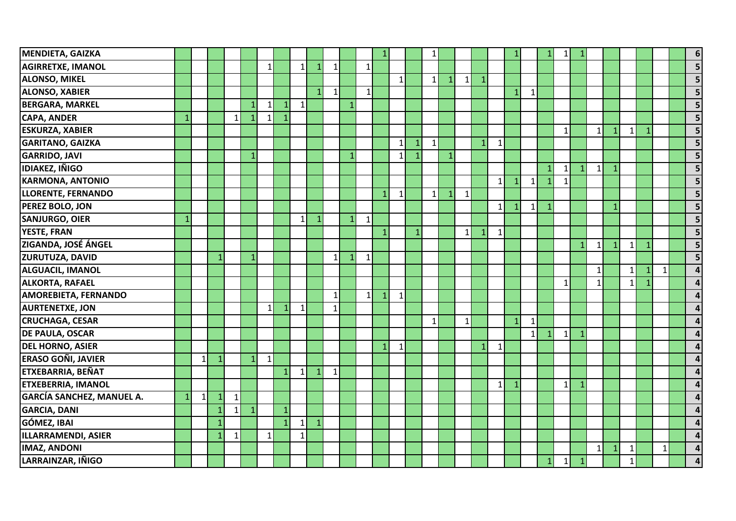| | | | | | | | | | | | | | | | | | | | | | | | | | | | | | | | | |
|---|---|---|---|---|---|---|---|---|---|---|---|---|---|---|---|---|---|---|---|---|---|---|---|---|---|---|---|---|---|---|---|---|
| **MENDIETA, GAIZKA** | | | | | | | | | | | | | 1 | | | 1 | | | | | 1 | | 1 | 1 | 1 | | | | | | | **6** |
| **AGIRRETXE, IMANOL** | | | | | | 1 | | 1 | 1 | 1 | | 1 | | | | | | | | | | | | | | | | | | | | **5** |
| **ALONSO, MIKEL** | | | | | | | | | | | | | | 1 | | 1 | 1 | 1 | 1 | | | | | | | | | | | | | **5** |
| **ALONSO, XABIER** | | | | | | | | | 1 | 1 | | 1 | | | | | | | | | 1 | 1 | | | | | | | | | | **5** |
| **BERGARA, MARKEL** | | | | | 1 | 1 | 1 | 1 | | | 1 | | | | | | | | | | | | | | | | | | | | | **5** |
| **CAPA, ANDER** | 1 | | | 1 | 1 | 1 | 1 | | | | | | | | | | | | | | | | | | | | | | | | | **5** |
| **ESKURZA, XABIER** | | | | | | | | | | | | | | | | | | | | | | | | 1 | | 1 | 1 | 1 | 1 | | | **5** |
| **GARITANO, GAIZKA** | | | | | | | | | | | | | | 1 | 1 | 1 | | | 1 | 1 | | | | | | | | | | | | **5** |
| **GARRIDO, JAVI** | | | | | 1 | | | | | | 1 | | | 1 | 1 | | 1 | | | | | | | | | | | | | | | **5** |
| **IDIAKEZ, IÑIGO** | | | | | | | | | | | | | | | | | | | | | | | 1 | 1 | 1 | 1 | 1 | | | | | **5** |
| **KARMONA, ANTONIO** | | | | | | | | | | | | | | | | | | | | 1 | 1 | 1 | 1 | 1 | | | | | | | | **5** |
| **LLORENTE, FERNANDO** | | | | | | | | | | | | | 1 | 1 | | 1 | 1 | 1 | | | | | | | | | | | | | | **5** |
| **PEREZ BOLO, JON** | | | | | | | | | | | | | | | | | | | | 1 | 1 | 1 | 1 | | | | 1 | | | | | **5** |
| **SANJURGO, OIER** | 1 | | | | | | | 1 | 1 | | 1 | 1 | | | | | | | | | | | | | | | | | | | | **5** |
| **YESTE, FRAN** | | | | | | | | | | | | | 1 | | 1 | | | 1 | 1 | 1 | | | | | | | | | | | | **5** |
| **ZIGANDA, JOSÉ ÁNGEL** | | | | | | | | | | | | | | | | | | | | | | | | | 1 | 1 | 1 | 1 | 1 | | | **5** |
| **ZURUTUZA, DAVID** | | | 1 | | 1 | | | | | 1 | 1 | 1 | | | | | | | | | | | | | | | | | | | | **5** |
| **ALGUACIL, IMANOL** | | | | | | | | | | | | | | | | | | | | | | | | | | 1 | | 1 | 1 | 1 | | **4** |
| **ALKORTA, RAFAEL** | | | | | | | | | | | | | | | | | | | | | | | | 1 | | 1 | | 1 | 1 | | | **4** |
| **AMOREBIETA, FERNANDO** | | | | | | | | | | 1 | | 1 | 1 | 1 | | | | | | | | | | | | | | | | | | **4** |
| **AURTENETXE, JON** | | | | | | 1 | 1 | 1 | | 1 | | | | | | | | | | | | | | | | | | | | | | **4** |
| **CRUCHAGA, CESAR** | | | | | | | | | | | | | | | | 1 | | 1 | | | 1 | 1 | | | | | | | | | | **4** |
| **DE PAULA, OSCAR** | | | | | | | | | | | | | | | | | | | | | | 1 | 1 | 1 | 1 | | | | | | | **4** |
| **DEL HORNO, ASIER** | | | | | | | | | | | | | 1 | 1 | | | | | 1 | 1 | | | | | | | | | | | | **4** |
| **ERASO GOÑI, JAVIER** | | 1 | 1 | | 1 | 1 | | | | | | | | | | | | | | | | | | | | | | | | | | **4** |
| **ETXEBARRIA, BEÑAT** | | | | | | | 1 | 1 | 1 | 1 | | | | | | | | | | | | | | | | | | | | | | **4** |
| **ETXEBERRIA, IMANOL** | | | | | | | | | | | | | | | | | | | | 1 | 1 | | | 1 | 1 | | | | | | | **4** |
| **GARCÍA SANCHEZ, MANUEL A.** | 1 | 1 | 1 | 1 | | | | | | | | | | | | | | | | | | | | | | | | | | | | **4** |
| **GARCIA, DANI** | | | 1 | 1 | 1 | | 1 | | | | | | | | | | | | | | | | | | | | | | | | | **4** |
| **GÓMEZ, IBAI** | | | 1 | | | | 1 | 1 | 1 | | | | | | | | | | | | | | | | | | | | | | | **4** |
| **ILLARRAMENDI, ASIER** | | | 1 | 1 | | 1 | | 1 | | | | | | | | | | | | | | | | | | | | | | | | **4** |
| **IMAZ, ANDONI** | | | | | | | | | | | | | | | | | | | | | | | | | | 1 | 1 | 1 | | 1 | | **4** |
| **LARRAINZAR, IÑIGO** | | | | | | | | | | | | | | | | | | | | | | | 1 | 1 | 1 | | | 1 | | | | **4** |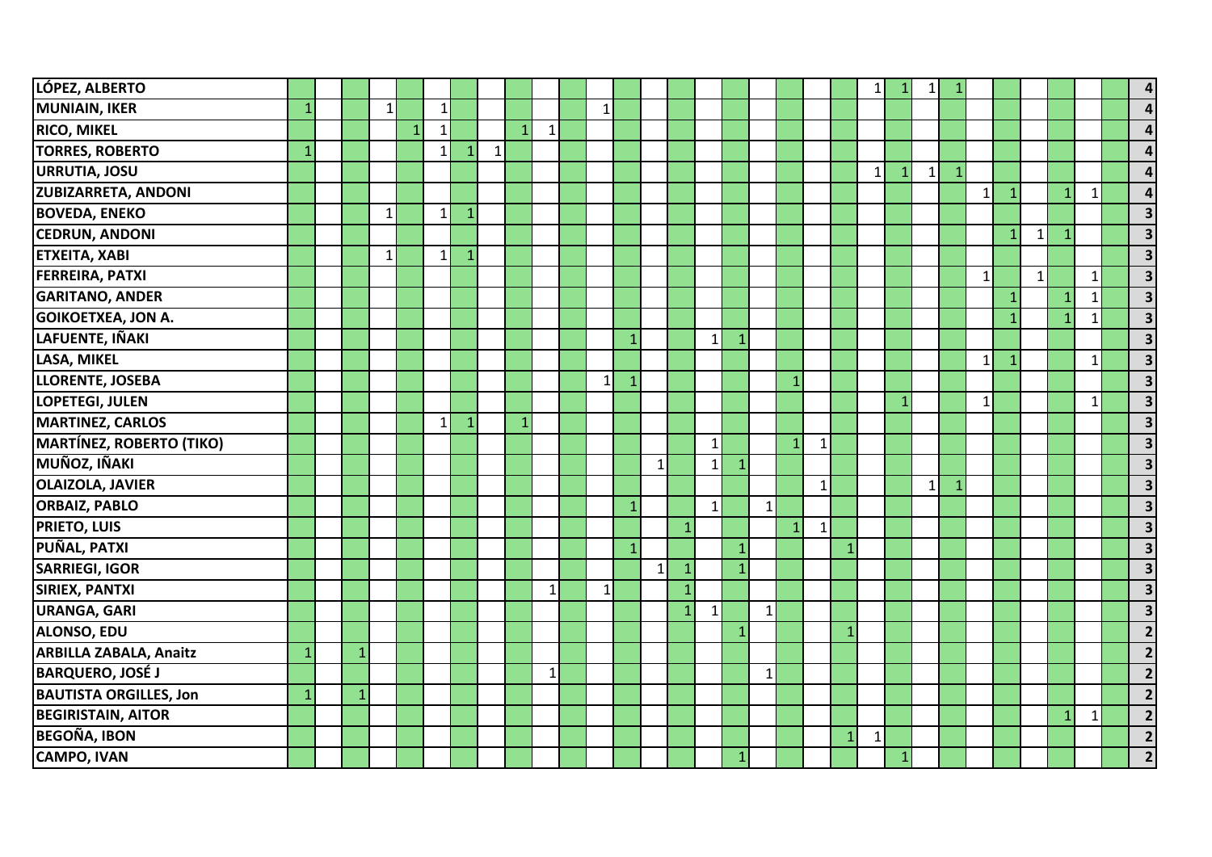| | | | | | | | | | | | | | | | | | | | | | | | | | | | | | | | | |
|---|---|---|---|---|---|---|---|---|---|---|---|---|---|---|---|---|---|---|---|---|---|---|---|---|---|---|---|---|---|---|---|---|
| **LÓPEZ, ALBERTO** | | | | | | | | | | | | | | | | | | | | | | 1 | 1 | 1 | 1 | | | | | | | **4** |
| **MUNIAIN, IKER** | 1 | | | 1 | | 1 | | | | | | 1 | | | | | | | | | | | | | | | | | | | | **4** |
| **RICO, MIKEL** | | | | | 1 | 1 | | | 1 | 1 | | | | | | | | | | | | | | | | | | | | | | **4** |
| **TORRES, ROBERTO** | 1 | | | | | 1 | 1 | 1 | | | | | | | | | | | | | | | | | | | | | | | | **4** |
| **URRUTIA, JOSU** | | | | | | | | | | | | | | | | | | | | | | 1 | 1 | 1 | 1 | | | | | | | **4** |
| **ZUBIZARRETA, ANDONI** | | | | | | | | | | | | | | | | | | | | | | | | | | 1 | 1 | | 1 | 1 | | **4** |
| **BOVEDA, ENEKO** | | | | 1 | | 1 | 1 | | | | | | | | | | | | | | | | | | | | | | | | | **3** |
| **CEDRUN, ANDONI** | | | | | | | | | | | | | | | | | | | | | | | | | | | 1 | 1 | 1 | | | **3** |
| **ETXEITA, XABI** | | | | 1 | | 1 | 1 | | | | | | | | | | | | | | | | | | | | | | | | | **3** |
| **FERREIRA, PATXI** | | | | | | | | | | | | | | | | | | | | | | | | | | 1 | | 1 | | 1 | | **3** |
| **GARITANO, ANDER** | | | | | | | | | | | | | | | | | | | | | | | | | | | 1 | | 1 | 1 | | **3** |
| **GOIKOETXEA, JON A.** | | | | | | | | | | | | | | | | | | | | | | | | | | | 1 | | 1 | 1 | | **3** |
| **LAFUENTE, IÑAKI** | | | | | | | | | | | | | 1 | | | 1 | 1 | | | | | | | | | | | | | | | **3** |
| **LASA, MIKEL** | | | | | | | | | | | | | | | | | | | | | | | | | | 1 | 1 | | | 1 | | **3** |
| **LLORENTE, JOSEBA** | | | | | | | | | | | | 1 | 1 | | | | | | 1 | | | | | | | | | | | | | **3** |
| **LOPETEGI, JULEN** | | | | | | | | | | | | | | | | | | | | | | | 1 | | | 1 | | | | 1 | | **3** |
| **MARTINEZ, CARLOS** | | | | | | 1 | 1 | | 1 | | | | | | | | | | | | | | | | | | | | | | | **3** |
| **MARTÍNEZ, ROBERTO (TIKO)** | | | | | | | | | | | | | | | | 1 | | | 1 | 1 | | | | | | | | | | | | **3** |
| **MUÑOZ, IÑAKI** | | | | | | | | | | | | | | 1 | | 1 | 1 | | | | | | | | | | | | | | | **3** |
| **OLAIZOLA, JAVIER** | | | | | | | | | | | | | | | | | | | | 1 | | | | 1 | 1 | | | | | | | **3** |
| **ORBAIZ, PABLO** | | | | | | | | | | | | | 1 | | | 1 | | 1 | | | | | | | | | | | | | | **3** |
| **PRIETO, LUIS** | | | | | | | | | | | | | | | 1 | | | | 1 | 1 | | | | | | | | | | | | **3** |
| **PUÑAL, PATXI** | | | | | | | | | | | | | 1 | | | | 1 | | | | 1 | | | | | | | | | | | **3** |
| **SARRIEGI, IGOR** | | | | | | | | | | | | | | 1 | 1 | | 1 | | | | | | | | | | | | | | | **3** |
| **SIRIEX, PANTXI** | | | | | | | | | | 1 | | 1 | | | 1 | | | | | | | | | | | | | | | | | **3** |
| **URANGA, GARI** | | | | | | | | | | | | | | | 1 | 1 | | 1 | | | | | | | | | | | | | | **3** |
| **ALONSO, EDU** | | | | | | | | | | | | | | | | | 1 | | | | 1 | | | | | | | | | | | **2** |
| **ARBILLA ZABALA, Anaitz** | 1 | | 1 | | | | | | | | | | | | | | | | | | | | | | | | | | | | | **2** |
| **BARQUERO, JOSÉ J** | | | | | | | | | | 1 | | | | | | | | 1 | | | | | | | | | | | | | | **2** |
| **BAUTISTA ORGILLES, Jon** | 1 | | 1 | | | | | | | | | | | | | | | | | | | | | | | | | | | | | **2** |
| **BEGIRISTAIN, AITOR** | | | | | | | | | | | | | | | | | | | | | | | | | | | | | 1 | 1 | | **2** |
| **BEGOÑA, IBON** | | | | | | | | | | | | | | | | | | | | | 1 | 1 | | | | | | | | | | **2** |
| **CAMPO, IVAN** | | | | | | | | | | | | | | | | | 1 | | | | | | 1 | | | | | | | | | **2** |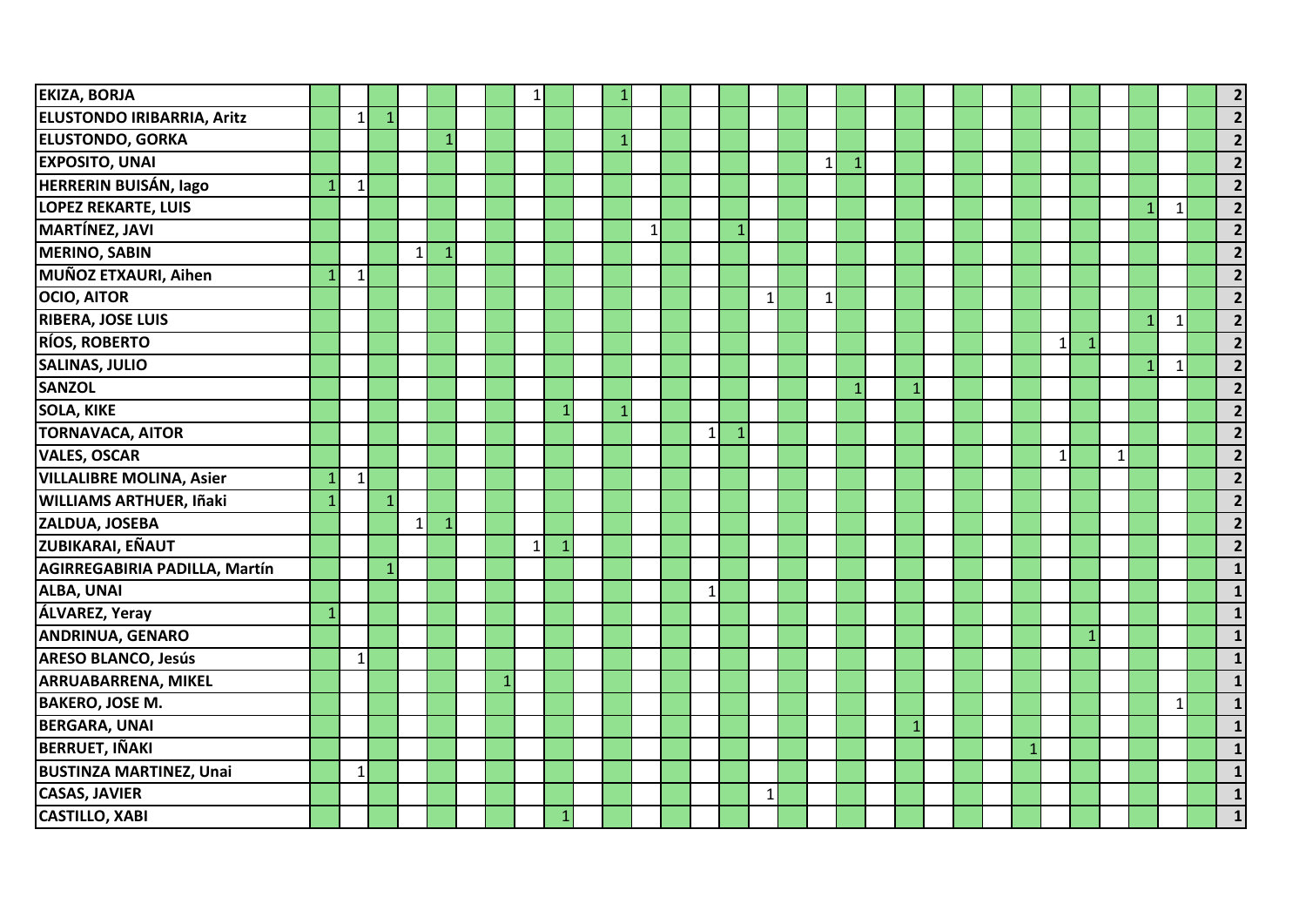| | | | | | | | | | | | | | | | | | | | | | | | | | | | | | | | | |
|---|---|---|---|---|---|---|---|---|---|---|---|---|---|---|---|---|---|---|---|---|---|---|---|---|---|---|---|---|---|---|---|---|
| **EKIZA, BORJA** | | | | | | | | 1 | | | 1 | | | | | | | | | | | | | | | | | | | | | **2** |
| **ELUSTONDO IRIBARRIA, Aritz** | | 1 | 1 | | | | | | | | | | | | | | | | | | | | | | | | | | | | | **2** |
| **ELUSTONDO, GORKA** | | | | | 1 | | | | | | 1 | | | | | | | | | | | | | | | | | | | | | **2** |
| **EXPOSITO, UNAI** | | | | | | | | | | | | | | | | | | 1 | 1 | | | | | | | | | | | | | **2** |
| **HERRERIN BUISÁN, Iago** | 1 | 1 | | | | | | | | | | | | | | | | | | | | | | | | | | | | | | **2** |
| **LOPEZ REKARTE, LUIS** | | | | | | | | | | | | | | | | | | | | | | | | | | | | | 1 | 1 | | **2** |
| **MARTÍNEZ, JAVI** | | | | | | | | | | | | 1 | | | 1 | | | | | | | | | | | | | | | | | **2** |
| **MERINO, SABIN** | | | | 1 | 1 | | | | | | | | | | | | | | | | | | | | | | | | | | | **2** |
| **MUÑOZ ETXAURI, Aihen** | 1 | 1 | | | | | | | | | | | | | | | | | | | | | | | | | | | | | | **2** |
| **OCIO, AITOR** | | | | | | | | | | | | | | | | 1 | | 1 | | | | | | | | | | | | | | **2** |
| **RIBERA, JOSE LUIS** | | | | | | | | | | | | | | | | | | | | | | | | | | | | | 1 | 1 | | **2** |
| **RÍOS, ROBERTO** | | | | | | | | | | | | | | | | | | | | | | | | | | 1 | 1 | | | | | **2** |
| **SALINAS, JULIO** | | | | | | | | | | | | | | | | | | | | | | | | | | | | | 1 | 1 | | **2** |
| **SANZOL** | | | | | | | | | | | | | | | | | | | 1 | | 1 | | | | | | | | | | | **2** |
| **SOLA, KIKE** | | | | | | | | | 1 | | 1 | | | | | | | | | | | | | | | | | | | | | **2** |
| **TORNAVACA, AITOR** | | | | | | | | | | | | | | 1 | 1 | | | | | | | | | | | | | | | | | **2** |
| **VALES, OSCAR** | | | | | | | | | | | | | | | | | | | | | | | | | | 1 | | 1 | | | | **2** |
| **VILLALIBRE MOLINA, Asier** | 1 | 1 | | | | | | | | | | | | | | | | | | | | | | | | | | | | | | **2** |
| **WILLIAMS ARTHUER, Iñaki** | 1 | | 1 | | | | | | | | | | | | | | | | | | | | | | | | | | | | | **2** |
| **ZALDUA, JOSEBA** | | | | 1 | 1 | | | | | | | | | | | | | | | | | | | | | | | | | | | **2** |
| **ZUBIKARAI, EÑAUT** | | | | | | | | 1 | 1 | | | | | | | | | | | | | | | | | | | | | | | **2** |
| **AGIRREGABIRIA PADILLA, Martín** | | | 1 | | | | | | | | | | | | | | | | | | | | | | | | | | | | | **1** |
| **ALBA, UNAI** | | | | | | | | | | | | | | 1 | | | | | | | | | | | | | | | | | | **1** |
| **ÁLVAREZ, Yeray** | 1 | | | | | | | | | | | | | | | | | | | | | | | | | | | | | | | **1** |
| **ANDRINUA, GENARO** | | | | | | | | | | | | | | | | | | | | | | | | | | | 1 | | | | | **1** |
| **ARESO BLANCO, Jesús** | | 1 | | | | | | | | | | | | | | | | | | | | | | | | | | | | | | **1** |
| **ARRUABARRENA, MIKEL** | | | | | | | 1 | | | | | | | | | | | | | | | | | | | | | | | | | **1** |
| **BAKERO, JOSE M.** | | | | | | | | | | | | | | | | | | | | | | | | | | | | | | 1 | | **1** |
| **BERGARA, UNAI** | | | | | | | | | | | | | | | | | | | | | 1 | | | | | | | | | | | **1** |
| **BERRUET, IÑAKI** | | | | | | | | | | | | | | | | | | | | | | | | | 1 | | | | | | | **1** |
| **BUSTINZA MARTINEZ, Unai** | | 1 | | | | | | | | | | | | | | | | | | | | | | | | | | | | | | **1** |
| **CASAS, JAVIER** | | | | | | | | | | | | | | | | 1 | | | | | | | | | | | | | | | | **1** |
| **CASTILLO, XABI** | | | | | | | | | 1 | | | | | | | | | | | | | | | | | | | | | | | **1** |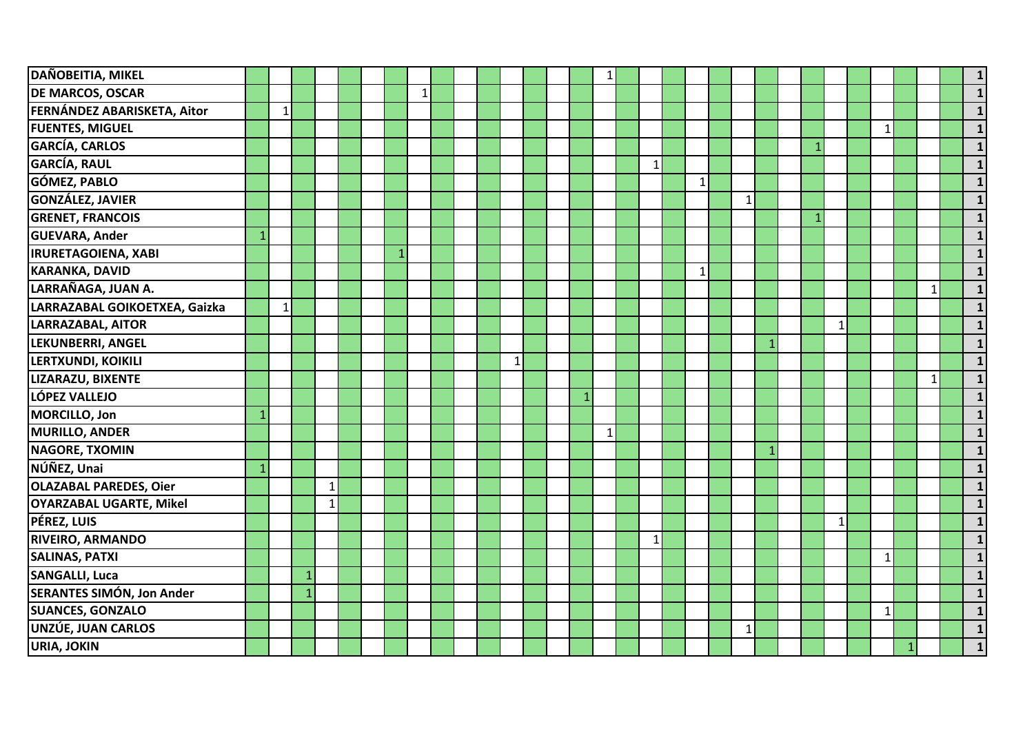| | | | | | | | | | | | | | | | | | | | | | | | | | | | | | | | | |
|---|---|---|---|---|---|---|---|---|---|---|---|---|---|---|---|---|---|---|---|---|---|---|---|---|---|---|---|---|---|---|---|---|
| **DAÑOBEITIA, MIKEL** | | | | | | | | | | | | | | | | 1 | | | | | | | | | | | | | | | | **1** |
| **DE MARCOS, OSCAR** | | | | | | | | 1 | | | | | | | | | | | | | | | | | | | | | | | | **1** |
| **FERNÁNDEZ ABARISKETA, Aitor** | | 1 | | | | | | | | | | | | | | | | | | | | | | | | | | | | | | **1** |
| **FUENTES, MIGUEL** | | | | | | | | | | | | | | | | | | | | | | | | | | | | 1 | | | | **1** |
| **GARCÍA, CARLOS** | | | | | | | | | | | | | | | | | | | | | | | | | 1 | | | | | | | **1** |
| **GARCÍA, RAUL** | | | | | | | | | | | | | | | | | | 1 | | | | | | | | | | | | | | **1** |
| **GÓMEZ, PABLO** | | | | | | | | | | | | | | | | | | | | 1 | | | | | | | | | | | | **1** |
| **GONZÁLEZ, JAVIER** | | | | | | | | | | | | | | | | | | | | | | 1 | | | | | | | | | | **1** |
| **GRENET, FRANCOIS** | | | | | | | | | | | | | | | | | | | | | | | | | 1 | | | | | | | **1** |
| **GUEVARA, Ander** | 1 | | | | | | | | | | | | | | | | | | | | | | | | | | | | | | | **1** |
| **IRURETAGOIENA, XABI** | | | | | | | 1 | | | | | | | | | | | | | | | | | | | | | | | | | **1** |
| **KARANKA, DAVID** | | | | | | | | | | | | | | | | | | | | 1 | | | | | | | | | | | | **1** |
| **LARRAÑAGA, JUAN A.** | | | | | | | | | | | | | | | | | | | | | | | | | | | | | | 1 | | **1** |
| **LARRAZABAL GOIKOETXEA, Gaizka** | | 1 | | | | | | | | | | | | | | | | | | | | | | | | | | | | | | **1** |
| **LARRAZABAL, AITOR** | | | | | | | | | | | | | | | | | | | | | | | | | | 1 | | | | | | **1** |
| **LEKUNBERRI, ANGEL** | | | | | | | | | | | | | | | | | | | | | | | 1 | | | | | | | | | **1** |
| **LERTXUNDI, KOIKILI** | | | | | | | | | | | | 1 | | | | | | | | | | | | | | | | | | | | **1** |
| **LIZARAZU, BIXENTE** | | | | | | | | | | | | | | | | | | | | | | | | | | | | | | 1 | | **1** |
| **LÓPEZ VALLEJO** | | | | | | | | | | | | | | | 1 | | | | | | | | | | | | | | | | | **1** |
| **MORCILLO, Jon** | 1 | | | | | | | | | | | | | | | | | | | | | | | | | | | | | | | **1** |
| **MURILLO, ANDER** | | | | | | | | | | | | | | | | 1 | | | | | | | | | | | | | | | | **1** |
| **NAGORE, TXOMIN** | | | | | | | | | | | | | | | | | | | | | | | 1 | | | | | | | | | **1** |
| **NÚÑEZ, Unai** | 1 | | | | | | | | | | | | | | | | | | | | | | | | | | | | | | | **1** |
| **OLAZABAL PAREDES, Oier** | | | | 1 | | | | | | | | | | | | | | | | | | | | | | | | | | | | **1** |
| **OYARZABAL UGARTE, Mikel** | | | | 1 | | | | | | | | | | | | | | | | | | | | | | | | | | | | **1** |
| **PÉREZ, LUIS** | | | | | | | | | | | | | | | | | | | | | | | | | | 1 | | | | | | **1** |
| **RIVEIRO, ARMANDO** | | | | | | | | | | | | | | | | | | 1 | | | | | | | | | | | | | | **1** |
| **SALINAS, PATXI** | | | | | | | | | | | | | | | | | | | | | | | | | | | | 1 | | | | **1** |
| **SANGALLI, Luca** | | | 1 | | | | | | | | | | | | | | | | | | | | | | | | | | | | | **1** |
| **SERANTES SIMÓN, Jon Ander** | | | 1 | | | | | | | | | | | | | | | | | | | | | | | | | | | | | **1** |
| **SUANCES, GONZALO** | | | | | | | | | | | | | | | | | | | | | | | | | | | | 1 | | | | **1** |
| **UNZÚE, JUAN CARLOS** | | | | | | | | | | | | | | | | | | | | | | 1 | | | | | | | | | | **1** |
| **URIA, JOKIN** | | | | | | | | | | | | | | | | | | | | | | | | | | | | | 1 | | | **1** |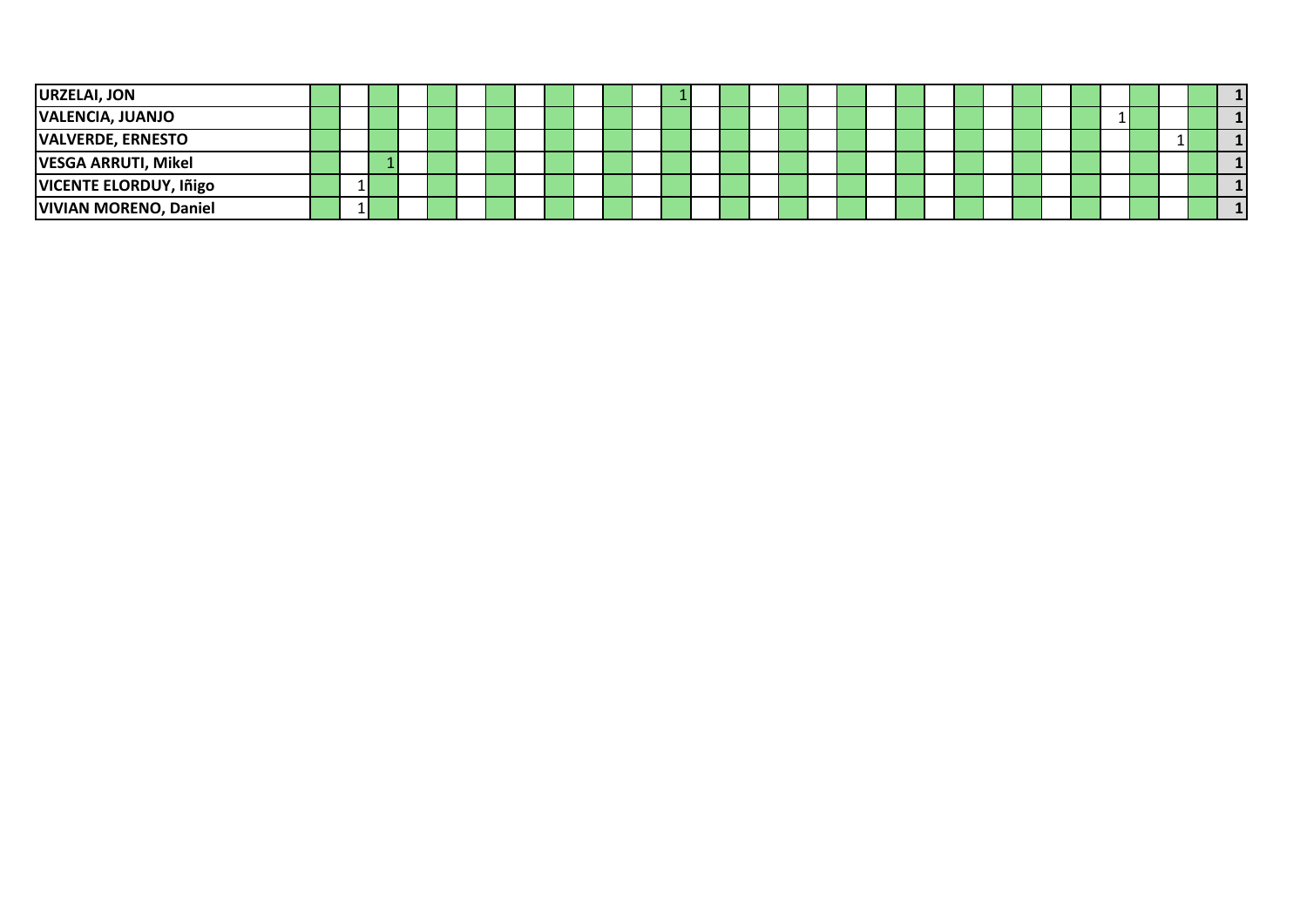| | | | | | | | | | | | | | | | | | | | | | | | | | | | | | | | | |
|---|---|---|---|---|---|---|---|---|---|---|---|---|---|---|---|---|---|---|---|---|---|---|---|---|---|---|---|---|---|---|---|---|
| **URZELAI, JON** | | | | | | | | | | | | | 1 | | | | | | | | | | | | | | | | | | | **1** |
| **VALENCIA, JUANJO** | | | | | | | | | | | | | | | | | | | | | | | | | | | | 1 | | | | **1** |
| **VALVERDE, ERNESTO** | | | | | | | | | | | | | | | | | | | | | | | | | | | | | | 1 | | **1** |
| **VESGA ARRUTI, Mikel** | | | 1 | | | | | | | | | | | | | | | | | | | | | | | | | | | | | **1** |
| **VICENTE ELORDUY, Iñigo** | | 1 | | | | | | | | | | | | | | | | | | | | | | | | | | | | | | **1** |
| **VIVIAN MORENO, Daniel** | | 1 | | | | | | | | | | | | | | | | | | | | | | | | | | | | | | **1** |